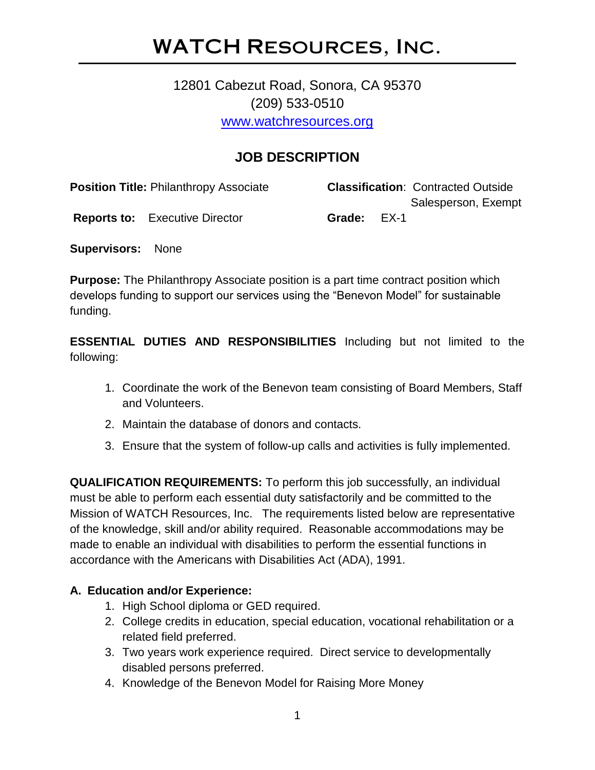# WATCH Resources, Inc.

12801 Cabezut Road, Sonora, CA 95370
(209) 533-0510
www.watchresources.org

## JOB DESCRIPTION

**Position Title:** Philanthropy Associate

**Classification**: Contracted Outside Salesperson, Exempt

**Reports to:** Executive Director

**Grade:** EX-1

**Supervisors:** None

**Purpose:** The Philanthropy Associate position is a part time contract position which develops funding to support our services using the "Benevon Model" for sustainable funding.

**ESSENTIAL DUTIES AND RESPONSIBILITIES** Including but not limited to the following:

1. Coordinate the work of the Benevon team consisting of Board Members, Staff and Volunteers.
2. Maintain the database of donors and contacts.
3. Ensure that the system of follow-up calls and activities is fully implemented.

**QUALIFICATION REQUIREMENTS:** To perform this job successfully, an individual must be able to perform each essential duty satisfactorily and be committed to the Mission of WATCH Resources, Inc. The requirements listed below are representative of the knowledge, skill and/or ability required. Reasonable accommodations may be made to enable an individual with disabilities to perform the essential functions in accordance with the Americans with Disabilities Act (ADA), 1991.

### A. Education and/or Experience:

1. High School diploma or GED required.
2. College credits in education, special education, vocational rehabilitation or a related field preferred.
3. Two years work experience required. Direct service to developmentally disabled persons preferred.
4. Knowledge of the Benevon Model for Raising More Money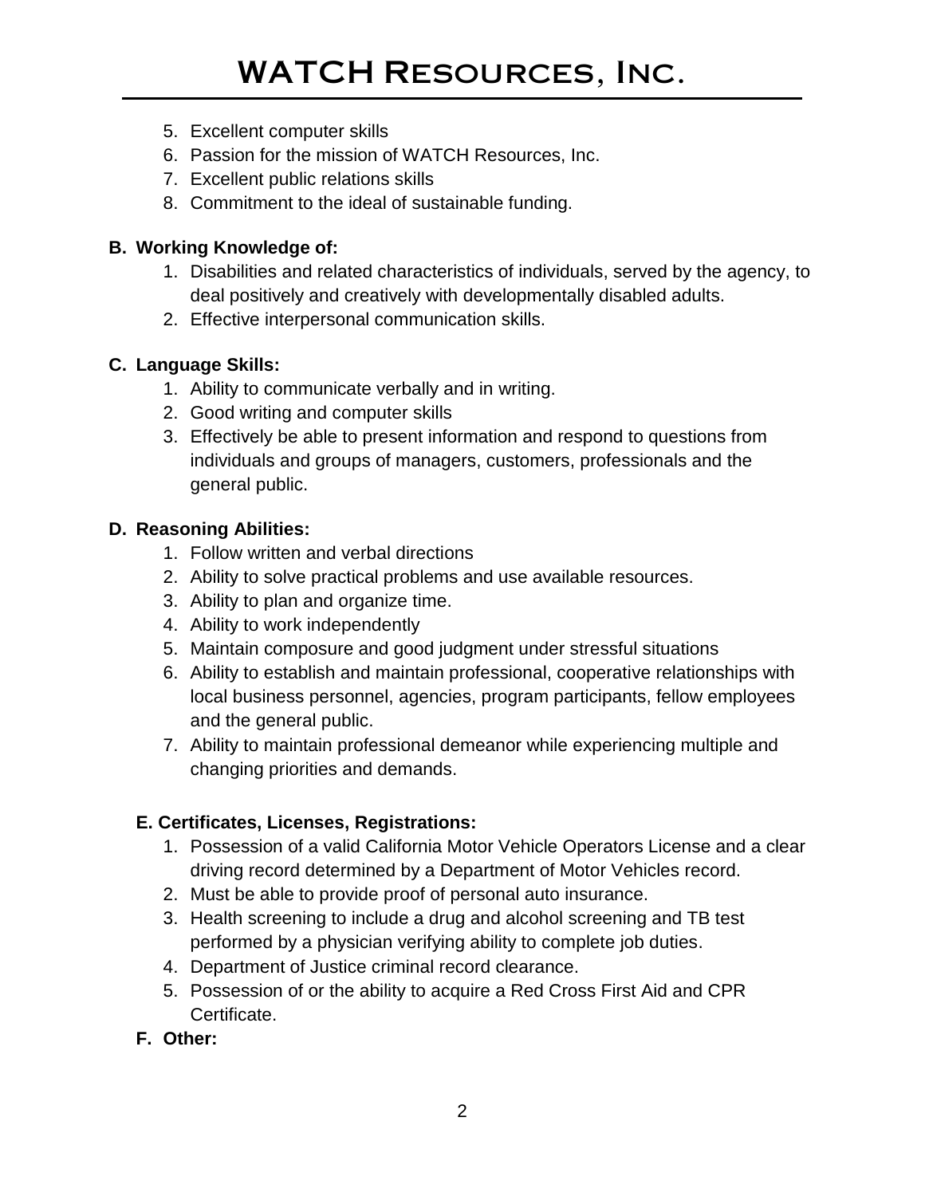5. Excellent computer skills
6. Passion for the mission of WATCH Resources, Inc.
7. Excellent public relations skills
8. Commitment to the ideal of sustainable funding.

**B. Working Knowledge of:**

1. Disabilities and related characteristics of individuals, served by the agency, to deal positively and creatively with developmentally disabled adults.
2. Effective interpersonal communication skills.

**C. Language Skills:**

1. Ability to communicate verbally and in writing.
2. Good writing and computer skills
3. Effectively be able to present information and respond to questions from individuals and groups of managers, customers, professionals and the general public.

**D. Reasoning Abilities:**

1. Follow written and verbal directions
2. Ability to solve practical problems and use available resources.
3. Ability to plan and organize time.
4. Ability to work independently
5. Maintain composure and good judgment under stressful situations
6. Ability to establish and maintain professional, cooperative relationships with local business personnel, agencies, program participants, fellow employees and the general public.
7. Ability to maintain professional demeanor while experiencing multiple and changing priorities and demands.

**E. Certificates, Licenses, Registrations:**

1. Possession of a valid California Motor Vehicle Operators License and a clear driving record determined by a Department of Motor Vehicles record.
2. Must be able to provide proof of personal auto insurance.
3. Health screening to include a drug and alcohol screening and TB test performed by a physician verifying ability to complete job duties.
4. Department of Justice criminal record clearance.
5. Possession of or the ability to acquire a Red Cross First Aid and CPR Certificate.

**F. Other:**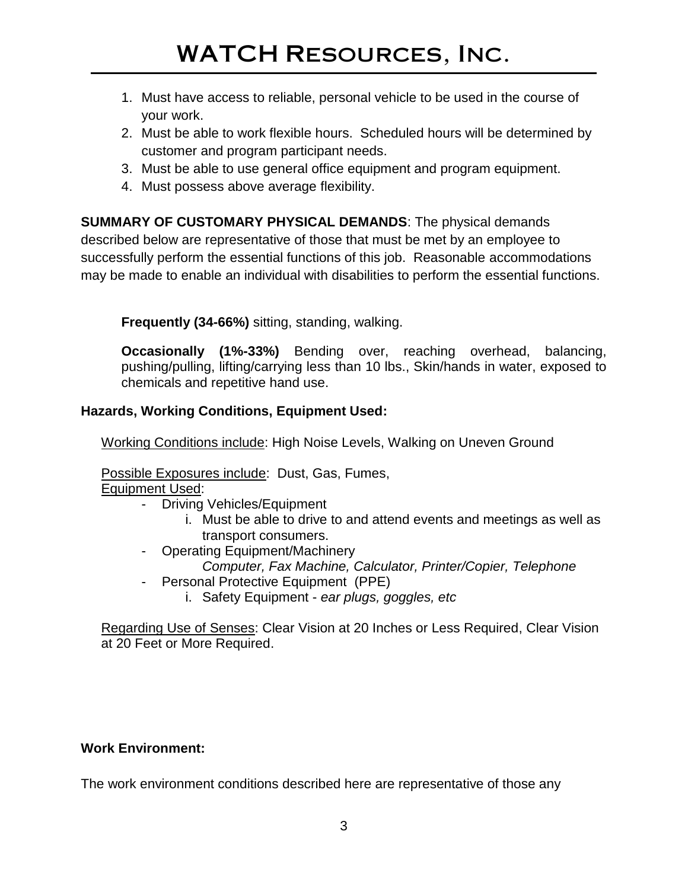1. Must have access to reliable, personal vehicle to be used in the course of your work.
2. Must be able to work flexible hours. Scheduled hours will be determined by customer and program participant needs.
3. Must be able to use general office equipment and program equipment.
4. Must possess above average flexibility.

**SUMMARY OF CUSTOMARY PHYSICAL DEMANDS**: The physical demands described below are representative of those that must be met by an employee to successfully perform the essential functions of this job. Reasonable accommodations may be made to enable an individual with disabilities to perform the essential functions.

**Frequently (34-66%)** sitting, standing, walking.

**Occasionally (1%-33%)** Bending over, reaching overhead, balancing, pushing/pulling, lifting/carrying less than 10 lbs., Skin/hands in water, exposed to chemicals and repetitive hand use.

**Hazards, Working Conditions, Equipment Used:**

Working Conditions include: High Noise Levels, Walking on Uneven Ground

Possible Exposures include: Dust, Gas, Fumes,

Equipment Used:

- Driving Vehicles/Equipment
    i. Must be able to drive to and attend events and meetings as well as transport consumers.
- Operating Equipment/Machinery
    *Computer, Fax Machine, Calculator, Printer/Copier, Telephone*
- Personal Protective Equipment (PPE)
    i. Safety Equipment - *ear plugs, goggles, etc*

Regarding Use of Senses: Clear Vision at 20 Inches or Less Required, Clear Vision at 20 Feet or More Required.

**Work Environment:**

The work environment conditions described here are representative of those any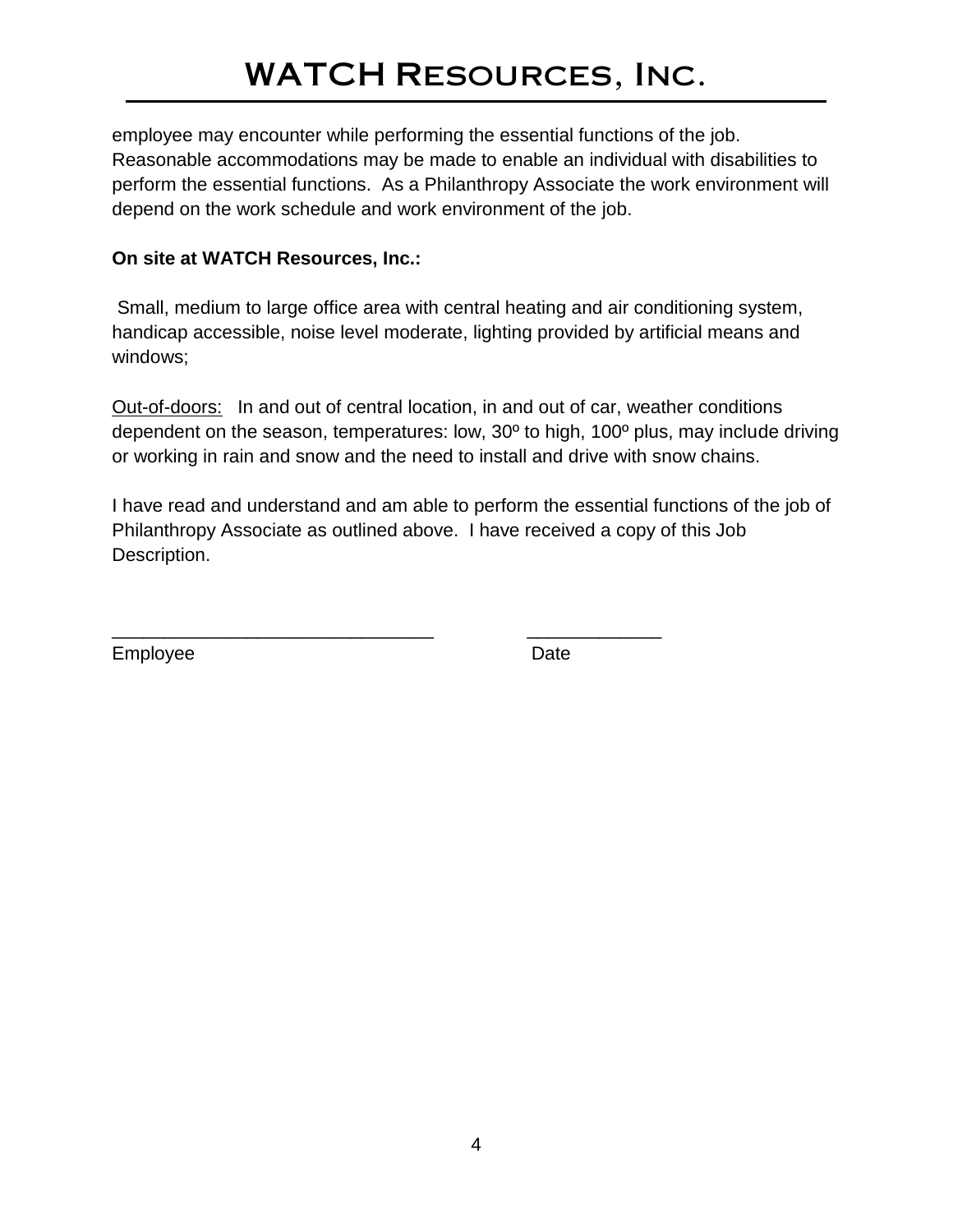employee may encounter while performing the essential functions of the job. Reasonable accommodations may be made to enable an individual with disabilities to perform the essential functions. As a Philanthropy Associate the work environment will depend on the work schedule and work environment of the job.

**On site at WATCH Resources, Inc.:**

Small, medium to large office area with central heating and air conditioning system, handicap accessible, noise level moderate, lighting provided by artificial means and windows;

<u>Out-of-doors:</u> In and out of central location, in and out of car, weather conditions dependent on the season, temperatures: low, 30º to high, 100º plus, may include driving or working in rain and snow and the need to install and drive with snow chains.

I have read and understand and am able to perform the essential functions of the job of Philanthropy Associate as outlined above. I have received a copy of this Job Description.

_______________________________ _____________

Employee Date